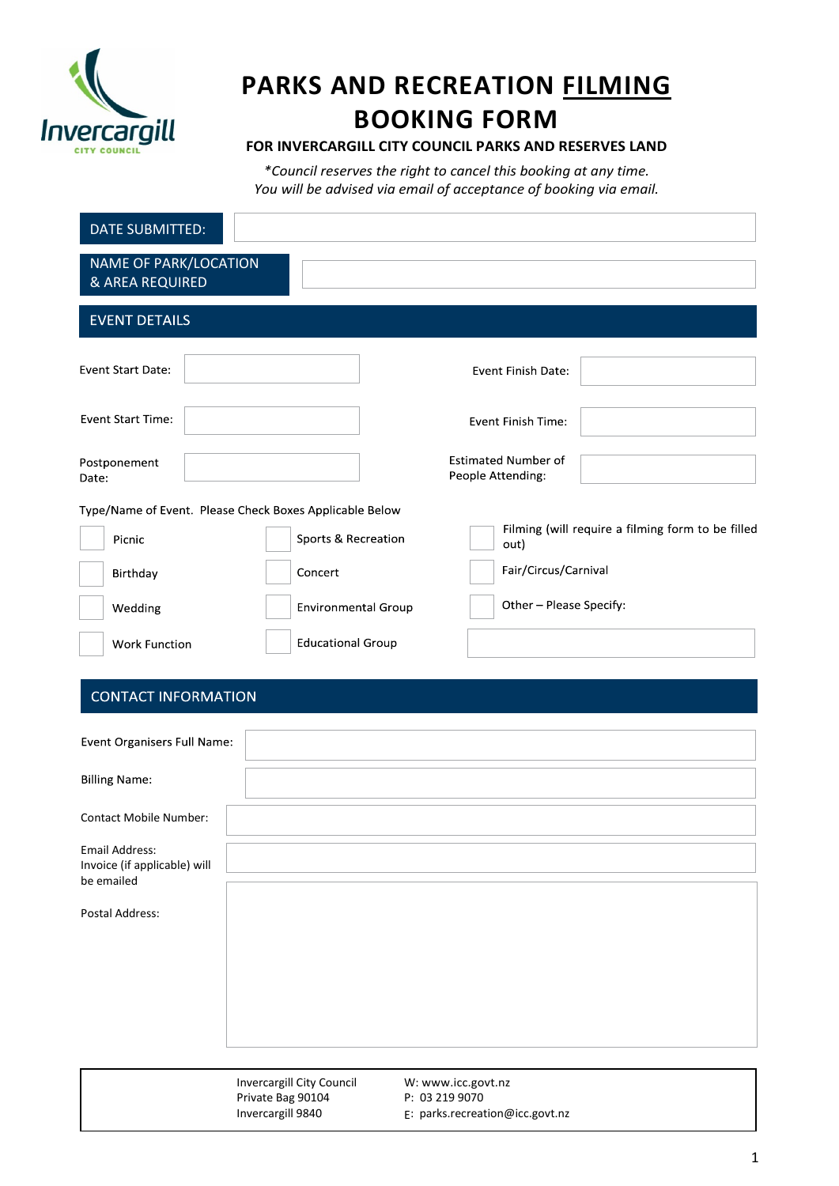# PARKS AND RECREATION FILMING BOOKING FORM

**FOR INVERCARGILL CITY COUNCIL PARKS AND RESERVES LAND**

*\*Council reserves the right to cancel this booking at any time.*
*You will be advised via email of acceptance of booking via email.*

| DATE SUBMITTED: | |
|---|---|
| NAME OF PARK/LOCATION & AREA REQUIRED | |

## EVENT DETAILS

| | | | |
|---|---|---|---|
| Event Start Date: | | Event Finish Date: | |
| Event Start Time: | | Event Finish Time: | |
| Postponement Date: | | Estimated Number of People Attending: | |

Type/Name of Event. Please Check Boxes Applicable Below

- [ ] Picnic
- [ ] Birthday
- [ ] Wedding
- [ ] Work Function
- [ ] Sports & Recreation
- [ ] Concert
- [ ] Environmental Group
- [ ] Educational Group
- [ ] Filming (will require a filming form to be filled out)
- [ ] Fair/Circus/Carnival
- [ ] Other – Please Specify: ____________

## CONTACT INFORMATION

| | |
|---|---|
| Event Organisers Full Name: | |
| Billing Name: | |
| Contact Mobile Number: | |
| Email Address: Invoice (if applicable) will be emailed | |
| Postal Address: | |

Invercargill City Council
Private Bag 90104
Invercargill 9840

W: www.icc.govt.nz
P: 03 219 9070
E: parks.recreation@icc.govt.nz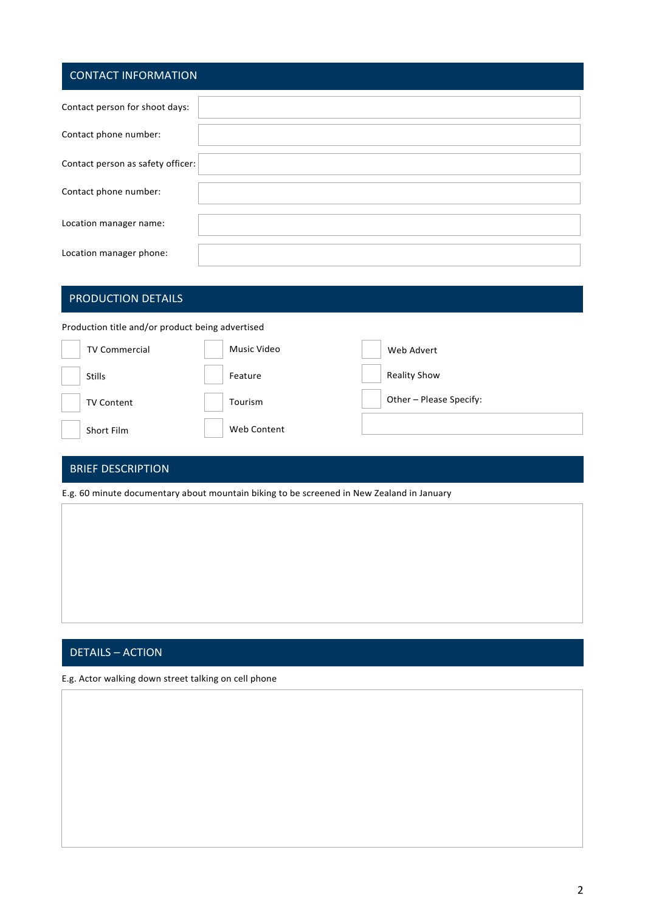## CONTACT INFORMATION

| | |
|---|---|
| Contact person for shoot days: | |
| Contact phone number: | |
| Contact person as safety officer: | |
| Contact phone number: | |
| Location manager name: | |
| Location manager phone: | |

## PRODUCTION DETAILS

Production title and/or product being advertised

- ☐ TV Commercial
- ☐ Stills
- ☐ TV Content
- ☐ Short Film
- ☐ Music Video
- ☐ Feature
- ☐ Tourism
- ☐ Web Content
- ☐ Web Advert
- ☐ Reality Show
- ☐ Other – Please Specify:

## BRIEF DESCRIPTION

E.g. 60 minute documentary about mountain biking to be screened in New Zealand in January

## DETAILS – ACTION

E.g. Actor walking down street talking on cell phone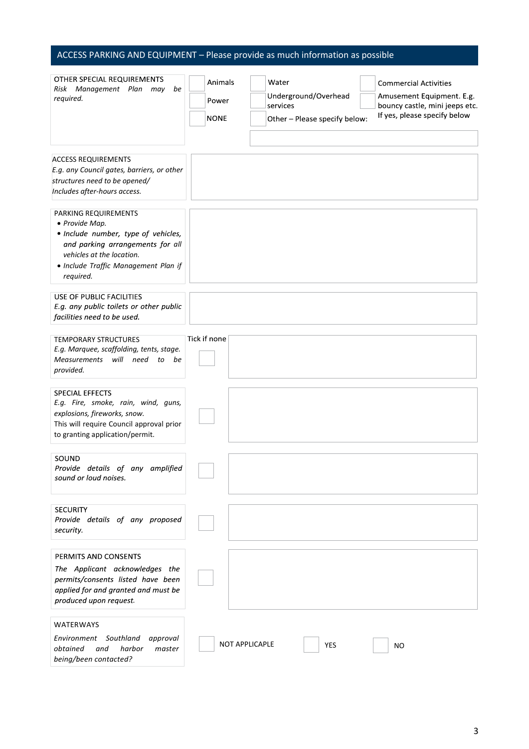## ACCESS PARKING AND EQUIPMENT – Please provide as much information as possible

| | |
|---|---|
| OTHER SPECIAL REQUIREMENTS<br>*Risk Management Plan may be required.* | ☐ Animals<br>☐ Power<br>☐ NONE<br>☐ Water<br>☐ Underground/Overhead services<br>☐ Other – Please specify below:<br>☐ Commercial Activities<br>☐ Amusement Equipment. E.g. bouncy castle, mini jeeps etc. If yes, please specify below |
| ACCESS REQUIREMENTS<br>*E.g. any Council gates, barriers, or other structures need to be opened/ Includes after-hours access.* | |
| PARKING REQUIREMENTS<br>• *Provide Map.*<br>• *Include number, type of vehicles, and parking arrangements for all vehicles at the location.*<br>• *Include Traffic Management Plan if required.* | |
| USE OF PUBLIC FACILITIES<br>*E.g. any public toilets or other public facilities need to be used.* | |

| | Tick if none | |
|---|---|---|
| TEMPORARY STRUCTURES<br>*E.g. Marquee, scaffolding, tents, stage. Measurements will need to be provided.* | ☐ | |
| SPECIAL EFFECTS<br>*E.g. Fire, smoke, rain, wind, guns, explosions, fireworks, snow.*<br>This will require Council approval prior to granting application/permit. | ☐ | |
| SOUND<br>*Provide details of any amplified sound or loud noises.* | ☐ | |
| SECURITY<br>*Provide details of any proposed security.* | ☐ | |
| PERMITS AND CONSENTS<br>*The Applicant acknowledges the permits/consents listed have been applied for and granted and must be produced upon request.* | ☐ | |

| | |
|---|---|
| WATERWAYS<br>*Environment Southland approval obtained and harbor master being/been contacted?* | ☐ NOT APPLICAPLE ☐ YES ☐ NO |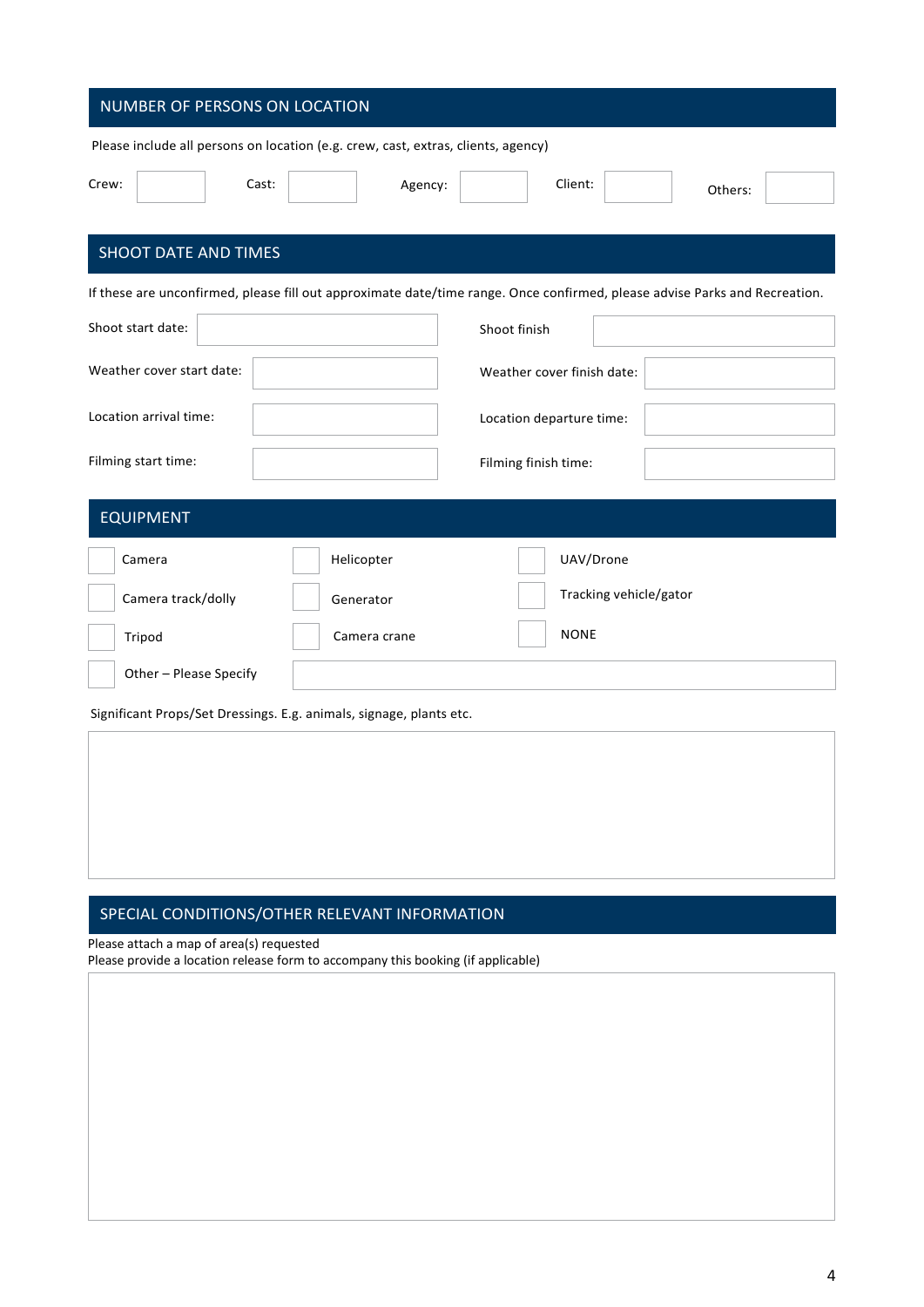## NUMBER OF PERSONS ON LOCATION

Please include all persons on location (e.g. crew, cast, extras, clients, agency)

| Crew: | | Cast: | | Agency: | | Client: | | Others: | |
|---|---|---|---|---|---|---|---|---|---|

## SHOOT DATE AND TIMES

If these are unconfirmed, please fill out approximate date/time range. Once confirmed, please advise Parks and Recreation.

| | | | |
|---|---|---|---|
| Shoot start date: | | Shoot finish | |
| Weather cover start date: | | Weather cover finish date: | |
| Location arrival time: | | Location departure time: | |
| Filming start time: | | Filming finish time: | |

## EQUIPMENT

| | | |
|---|---|---|
| ☐ Camera | ☐ Helicopter | ☐ UAV/Drone |
| ☐ Camera track/dolly | ☐ Generator | ☐ Tracking vehicle/gator |
| ☐ Tripod | ☐ Camera crane | ☐ NONE |
| ☐ Other – Please Specify | | |

Significant Props/Set Dressings. E.g. animals, signage, plants etc.

## SPECIAL CONDITIONS/OTHER RELEVANT INFORMATION

Please attach a map of area(s) requested
Please provide a location release form to accompany this booking (if applicable)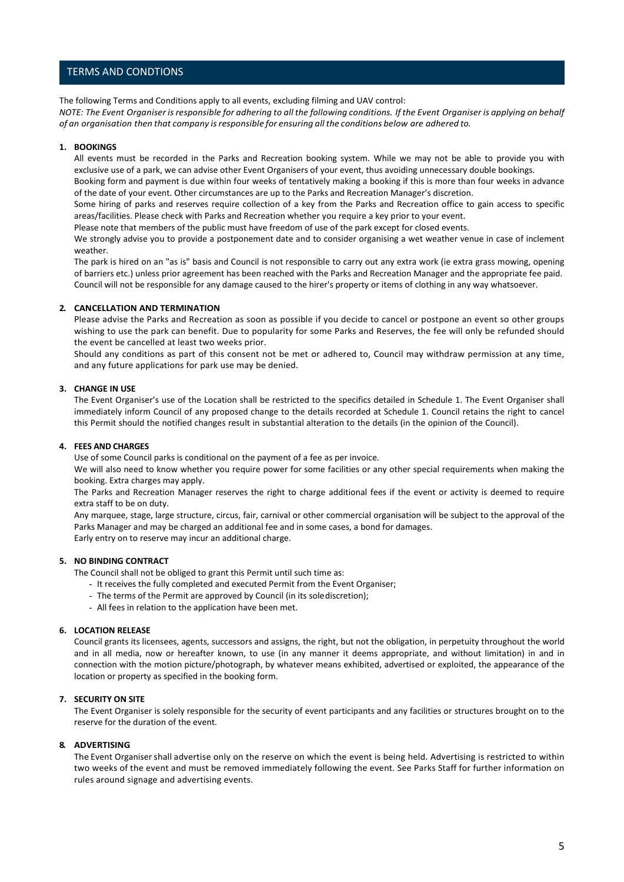## TERMS AND CONDTIONS

The following Terms and Conditions apply to all events, excluding filming and UAV control:

*NOTE: The Event Organiser is responsible for adhering to all the following conditions. If the Event Organiser is applying on behalf of an organisation then that company is responsible for ensuring all the conditions below are adhered to.*

### 1. BOOKINGS

All events must be recorded in the Parks and Recreation booking system. While we may not be able to provide you with exclusive use of a park, we can advise other Event Organisers of your event, thus avoiding unnecessary double bookings.

Booking form and payment is due within four weeks of tentatively making a booking if this is more than four weeks in advance of the date of your event. Other circumstances are up to the Parks and Recreation Manager's discretion.

Some hiring of parks and reserves require collection of a key from the Parks and Recreation office to gain access to specific areas/facilities. Please check with Parks and Recreation whether you require a key prior to your event.

Please note that members of the public must have freedom of use of the park except for closed events.

We strongly advise you to provide a postponement date and to consider organising a wet weather venue in case of inclement weather.

The park is hired on an "as is" basis and Council is not responsible to carry out any extra work (ie extra grass mowing, opening of barriers etc.) unless prior agreement has been reached with the Parks and Recreation Manager and the appropriate fee paid. Council will not be responsible for any damage caused to the hirer's property or items of clothing in any way whatsoever.

### 2. CANCELLATION AND TERMINATION

Please advise the Parks and Recreation as soon as possible if you decide to cancel or postpone an event so other groups wishing to use the park can benefit. Due to popularity for some Parks and Reserves, the fee will only be refunded should the event be cancelled at least two weeks prior.

Should any conditions as part of this consent not be met or adhered to, Council may withdraw permission at any time, and any future applications for park use may be denied.

### 3. CHANGE IN USE

The Event Organiser's use of the Location shall be restricted to the specifics detailed in Schedule 1. The Event Organiser shall immediately inform Council of any proposed change to the details recorded at Schedule 1. Council retains the right to cancel this Permit should the notified changes result in substantial alteration to the details (in the opinion of the Council).

### 4. FEES AND CHARGES

Use of some Council parks is conditional on the payment of a fee as per invoice.

We will also need to know whether you require power for some facilities or any other special requirements when making the booking. Extra charges may apply.

The Parks and Recreation Manager reserves the right to charge additional fees if the event or activity is deemed to require extra staff to be on duty.

Any marquee, stage, large structure, circus, fair, carnival or other commercial organisation will be subject to the approval of the Parks Manager and may be charged an additional fee and in some cases, a bond for damages.

Early entry on to reserve may incur an additional charge.

### 5. NO BINDING CONTRACT

The Council shall not be obliged to grant this Permit until such time as:

- It receives the fully completed and executed Permit from the Event Organiser;
- The terms of the Permit are approved by Council (in its sole discretion);
- All fees in relation to the application have been met.

### 6. LOCATION RELEASE

Council grants its licensees, agents, successors and assigns, the right, but not the obligation, in perpetuity throughout the world and in all media, now or hereafter known, to use (in any manner it deems appropriate, and without limitation) in and in connection with the motion picture/photograph, by whatever means exhibited, advertised or exploited, the appearance of the location or property as specified in the booking form.

### 7. SECURITY ON SITE

The Event Organiser is solely responsible for the security of event participants and any facilities or structures brought on to the reserve for the duration of the event.

### 8. ADVERTISING

The Event Organiser shall advertise only on the reserve on which the event is being held. Advertising is restricted to within two weeks of the event and must be removed immediately following the event. See Parks Staff for further information on rules around signage and advertising events.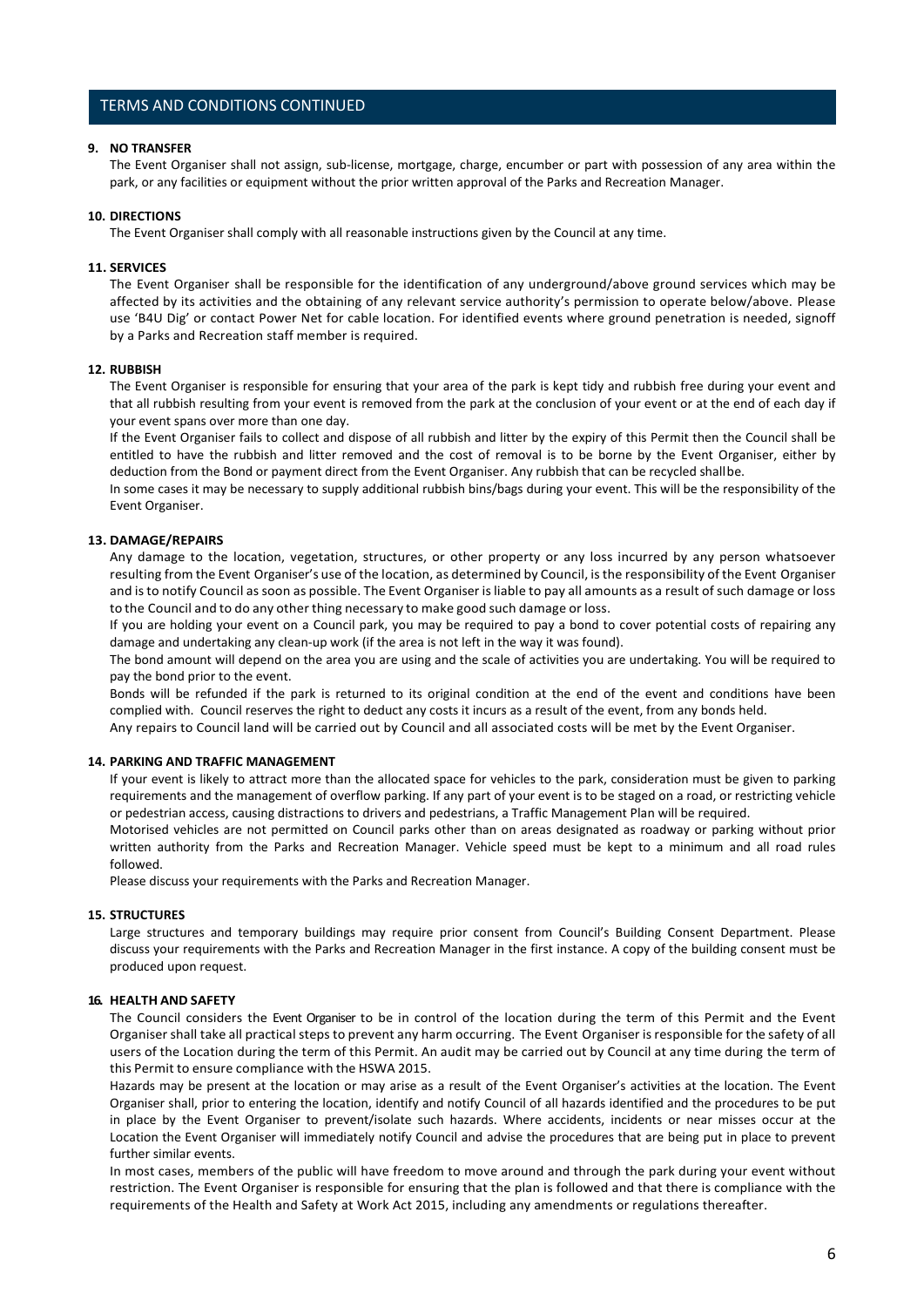## TERMS AND CONDITIONS CONTINUED

**9. NO TRANSFER**

The Event Organiser shall not assign, sub-license, mortgage, charge, encumber or part with possession of any area within the park, or any facilities or equipment without the prior written approval of the Parks and Recreation Manager.

**10. DIRECTIONS**

The Event Organiser shall comply with all reasonable instructions given by the Council at any time.

**11. SERVICES**

The Event Organiser shall be responsible for the identification of any underground/above ground services which may be affected by its activities and the obtaining of any relevant service authority's permission to operate below/above. Please use 'B4U Dig' or contact Power Net for cable location. For identified events where ground penetration is needed, signoff by a Parks and Recreation staff member is required.

**12. RUBBISH**

The Event Organiser is responsible for ensuring that your area of the park is kept tidy and rubbish free during your event and that all rubbish resulting from your event is removed from the park at the conclusion of your event or at the end of each day if your event spans over more than one day.

If the Event Organiser fails to collect and dispose of all rubbish and litter by the expiry of this Permit then the Council shall be entitled to have the rubbish and litter removed and the cost of removal is to be borne by the Event Organiser, either by deduction from the Bond or payment direct from the Event Organiser. Any rubbish that can be recycled shall be.

In some cases it may be necessary to supply additional rubbish bins/bags during your event. This will be the responsibility of the Event Organiser.

**13. DAMAGE/REPAIRS**

Any damage to the location, vegetation, structures, or other property or any loss incurred by any person whatsoever resulting from the Event Organiser's use of the location, as determined by Council, is the responsibility of the Event Organiser and is to notify Council as soon as possible. The Event Organiser is liable to pay all amounts as a result of such damage or loss to the Council and to do any other thing necessary to make good such damage or loss.

If you are holding your event on a Council park, you may be required to pay a bond to cover potential costs of repairing any damage and undertaking any clean-up work (if the area is not left in the way it was found).

The bond amount will depend on the area you are using and the scale of activities you are undertaking. You will be required to pay the bond prior to the event.

Bonds will be refunded if the park is returned to its original condition at the end of the event and conditions have been complied with. Council reserves the right to deduct any costs it incurs as a result of the event, from any bonds held.

Any repairs to Council land will be carried out by Council and all associated costs will be met by the Event Organiser.

**14. PARKING AND TRAFFIC MANAGEMENT**

If your event is likely to attract more than the allocated space for vehicles to the park, consideration must be given to parking requirements and the management of overflow parking. If any part of your event is to be staged on a road, or restricting vehicle or pedestrian access, causing distractions to drivers and pedestrians, a Traffic Management Plan will be required.

Motorised vehicles are not permitted on Council parks other than on areas designated as roadway or parking without prior written authority from the Parks and Recreation Manager. Vehicle speed must be kept to a minimum and all road rules followed.

Please discuss your requirements with the Parks and Recreation Manager.

**15. STRUCTURES**

Large structures and temporary buildings may require prior consent from Council's Building Consent Department. Please discuss your requirements with the Parks and Recreation Manager in the first instance. A copy of the building consent must be produced upon request.

**16. HEALTH AND SAFETY**

The Council considers the Event Organiser to be in control of the location during the term of this Permit and the Event Organiser shall take all practical steps to prevent any harm occurring. The Event Organiser is responsible for the safety of all users of the Location during the term of this Permit. An audit may be carried out by Council at any time during the term of this Permit to ensure compliance with the HSWA 2015.

Hazards may be present at the location or may arise as a result of the Event Organiser's activities at the location. The Event Organiser shall, prior to entering the location, identify and notify Council of all hazards identified and the procedures to be put in place by the Event Organiser to prevent/isolate such hazards. Where accidents, incidents or near misses occur at the Location the Event Organiser will immediately notify Council and advise the procedures that are being put in place to prevent further similar events.

In most cases, members of the public will have freedom to move around and through the park during your event without restriction. The Event Organiser is responsible for ensuring that the plan is followed and that there is compliance with the requirements of the Health and Safety at Work Act 2015, including any amendments or regulations thereafter.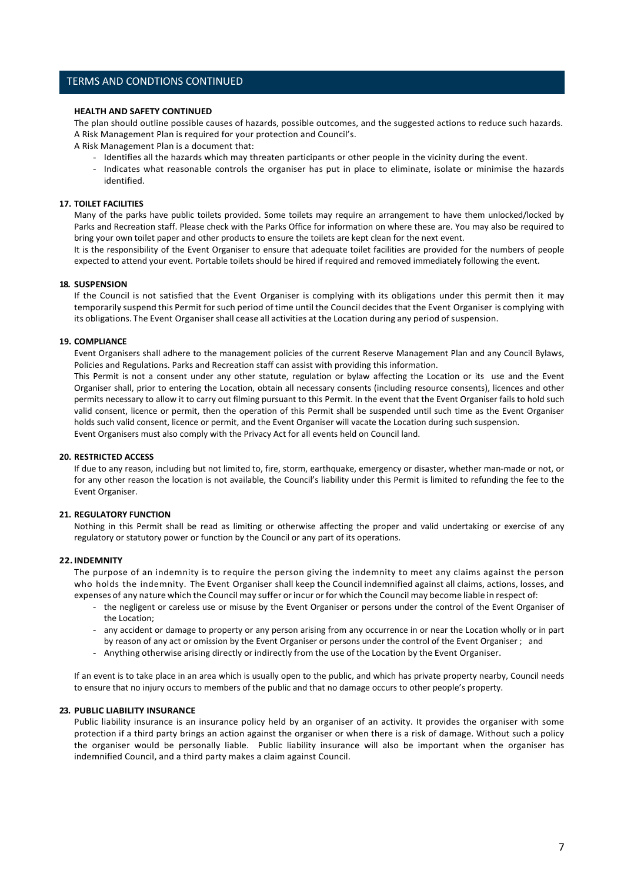## TERMS AND CONDTIONS CONTINUED

**HEALTH AND SAFETY CONTINUED**

The plan should outline possible causes of hazards, possible outcomes, and the suggested actions to reduce such hazards. A Risk Management Plan is required for your protection and Council's.

A Risk Management Plan is a document that:

- Identifies all the hazards which may threaten participants or other people in the vicinity during the event.
- Indicates what reasonable controls the organiser has put in place to eliminate, isolate or minimise the hazards identified.

**17. TOILET FACILITIES**

Many of the parks have public toilets provided. Some toilets may require an arrangement to have them unlocked/locked by Parks and Recreation staff. Please check with the Parks Office for information on where these are. You may also be required to bring your own toilet paper and other products to ensure the toilets are kept clean for the next event.

It is the responsibility of the Event Organiser to ensure that adequate toilet facilities are provided for the numbers of people expected to attend your event. Portable toilets should be hired if required and removed immediately following the event.

**18. SUSPENSION**

If the Council is not satisfied that the Event Organiser is complying with its obligations under this permit then it may temporarily suspend this Permit for such period of time until the Council decides that the Event Organiser is complying with its obligations. The Event Organiser shall cease all activities at the Location during any period of suspension.

**19. COMPLIANCE**

Event Organisers shall adhere to the management policies of the current Reserve Management Plan and any Council Bylaws, Policies and Regulations. Parks and Recreation staff can assist with providing this information.

This Permit is not a consent under any other statute, regulation or bylaw affecting the Location or its use and the Event Organiser shall, prior to entering the Location, obtain all necessary consents (including resource consents), licences and other permits necessary to allow it to carry out filming pursuant to this Permit. In the event that the Event Organiser fails to hold such valid consent, licence or permit, then the operation of this Permit shall be suspended until such time as the Event Organiser holds such valid consent, licence or permit, and the Event Organiser will vacate the Location during such suspension.

Event Organisers must also comply with the Privacy Act for all events held on Council land.

**20. RESTRICTED ACCESS**

If due to any reason, including but not limited to, fire, storm, earthquake, emergency or disaster, whether man-made or not, or for any other reason the location is not available, the Council's liability under this Permit is limited to refunding the fee to the Event Organiser.

**21. REGULATORY FUNCTION**

Nothing in this Permit shall be read as limiting or otherwise affecting the proper and valid undertaking or exercise of any regulatory or statutory power or function by the Council or any part of its operations.

**22. INDEMNITY**

The purpose of an indemnity is to require the person giving the indemnity to meet any claims against the person who holds the indemnity. The Event Organiser shall keep the Council indemnified against all claims, actions, losses, and expenses of any nature which the Council may suffer or incur or for which the Council may become liable in respect of:

- the negligent or careless use or misuse by the Event Organiser or persons under the control of the Event Organiser of the Location;
- any accident or damage to property or any person arising from any occurrence in or near the Location wholly or in part by reason of any act or omission by the Event Organiser or persons under the control of the Event Organiser ; and
- Anything otherwise arising directly or indirectly from the use of the Location by the Event Organiser.

If an event is to take place in an area which is usually open to the public, and which has private property nearby, Council needs to ensure that no injury occurs to members of the public and that no damage occurs to other people's property.

**23. PUBLIC LIABILITY INSURANCE**

Public liability insurance is an insurance policy held by an organiser of an activity. It provides the organiser with some protection if a third party brings an action against the organiser or when there is a risk of damage. Without such a policy the organiser would be personally liable. Public liability insurance will also be important when the organiser has indemnified Council, and a third party makes a claim against Council.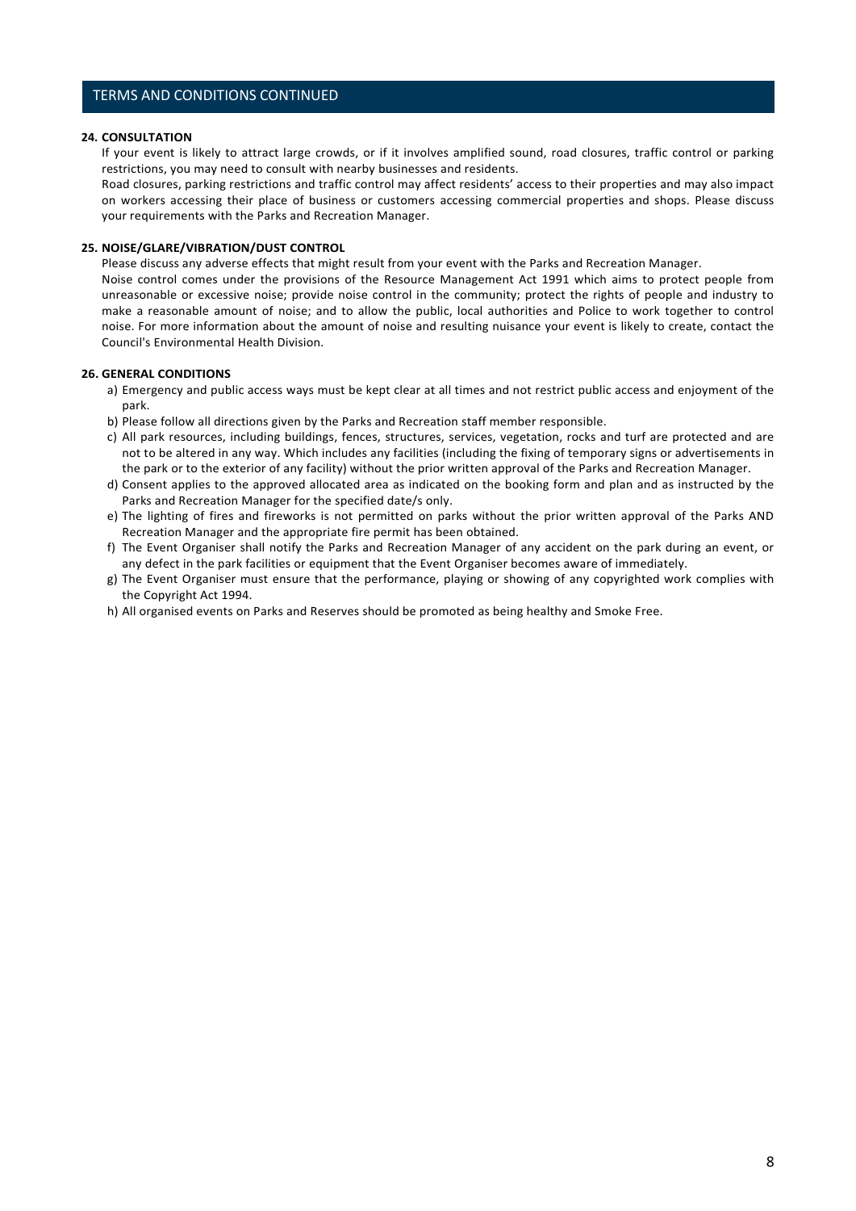## TERMS AND CONDITIONS CONTINUED

**24. CONSULTATION**

If your event is likely to attract large crowds, or if it involves amplified sound, road closures, traffic control or parking restrictions, you may need to consult with nearby businesses and residents.

Road closures, parking restrictions and traffic control may affect residents' access to their properties and may also impact on workers accessing their place of business or customers accessing commercial properties and shops. Please discuss your requirements with the Parks and Recreation Manager.

**25. NOISE/GLARE/VIBRATION/DUST CONTROL**

Please discuss any adverse effects that might result from your event with the Parks and Recreation Manager.

Noise control comes under the provisions of the Resource Management Act 1991 which aims to protect people from unreasonable or excessive noise; provide noise control in the community; protect the rights of people and industry to make a reasonable amount of noise; and to allow the public, local authorities and Police to work together to control noise. For more information about the amount of noise and resulting nuisance your event is likely to create, contact the Council's Environmental Health Division.

**26. GENERAL CONDITIONS**

a) Emergency and public access ways must be kept clear at all times and not restrict public access and enjoyment of the park.
b) Please follow all directions given by the Parks and Recreation staff member responsible.
c) All park resources, including buildings, fences, structures, services, vegetation, rocks and turf are protected and are not to be altered in any way. Which includes any facilities (including the fixing of temporary signs or advertisements in the park or to the exterior of any facility) without the prior written approval of the Parks and Recreation Manager.
d) Consent applies to the approved allocated area as indicated on the booking form and plan and as instructed by the Parks and Recreation Manager for the specified date/s only.
e) The lighting of fires and fireworks is not permitted on parks without the prior written approval of the Parks AND Recreation Manager and the appropriate fire permit has been obtained.
f) The Event Organiser shall notify the Parks and Recreation Manager of any accident on the park during an event, or any defect in the park facilities or equipment that the Event Organiser becomes aware of immediately.
g) The Event Organiser must ensure that the performance, playing or showing of any copyrighted work complies with the Copyright Act 1994.
h) All organised events on Parks and Reserves should be promoted as being healthy and Smoke Free.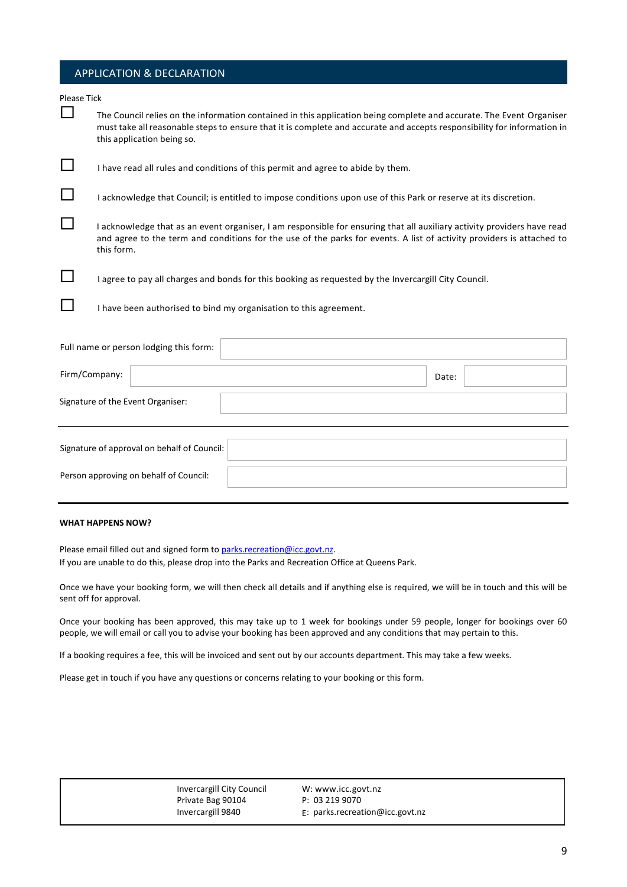## APPLICATION & DECLARATION

Please Tick

☐ The Council relies on the information contained in this application being complete and accurate. The Event Organiser must take all reasonable steps to ensure that it is complete and accurate and accepts responsibility for information in this application being so.

☐ I have read all rules and conditions of this permit and agree to abide by them.

☐ I acknowledge that Council; is entitled to impose conditions upon use of this Park or reserve at its discretion.

☐ I acknowledge that as an event organiser, I am responsible for ensuring that all auxiliary activity providers have read and agree to the term and conditions for the use of the parks for events. A list of activity providers is attached to this form.

☐ I agree to pay all charges and bonds for this booking as requested by the Invercargill City Council.

☐ I have been authorised to bind my organisation to this agreement.

| | | | |
|---|---|---|---|
| Full name or person lodging this form: | | | |
| Firm/Company: | | Date: | |
| Signature of the Event Organiser: | | | |

| | |
|---|---|
| Signature of approval on behalf of Council: | |
| Person approving on behalf of Council: | |

**WHAT HAPPENS NOW?**

Please email filled out and signed form to parks.recreation@icc.govt.nz.
If you are unable to do this, please drop into the Parks and Recreation Office at Queens Park.

Once we have your booking form, we will then check all details and if anything else is required, we will be in touch and this will be sent off for approval.

Once your booking has been approved, this may take up to 1 week for bookings under 59 people, longer for bookings over 60 people, we will email or call you to advise your booking has been approved and any conditions that may pertain to this.

If a booking requires a fee, this will be invoiced and sent out by our accounts department. This may take a few weeks.

Please get in touch if you have any questions or concerns relating to your booking or this form.

Invercargill City Council
Private Bag 90104
Invercargill 9840

W: www.icc.govt.nz
P: 03 219 9070
E: parks.recreation@icc.govt.nz